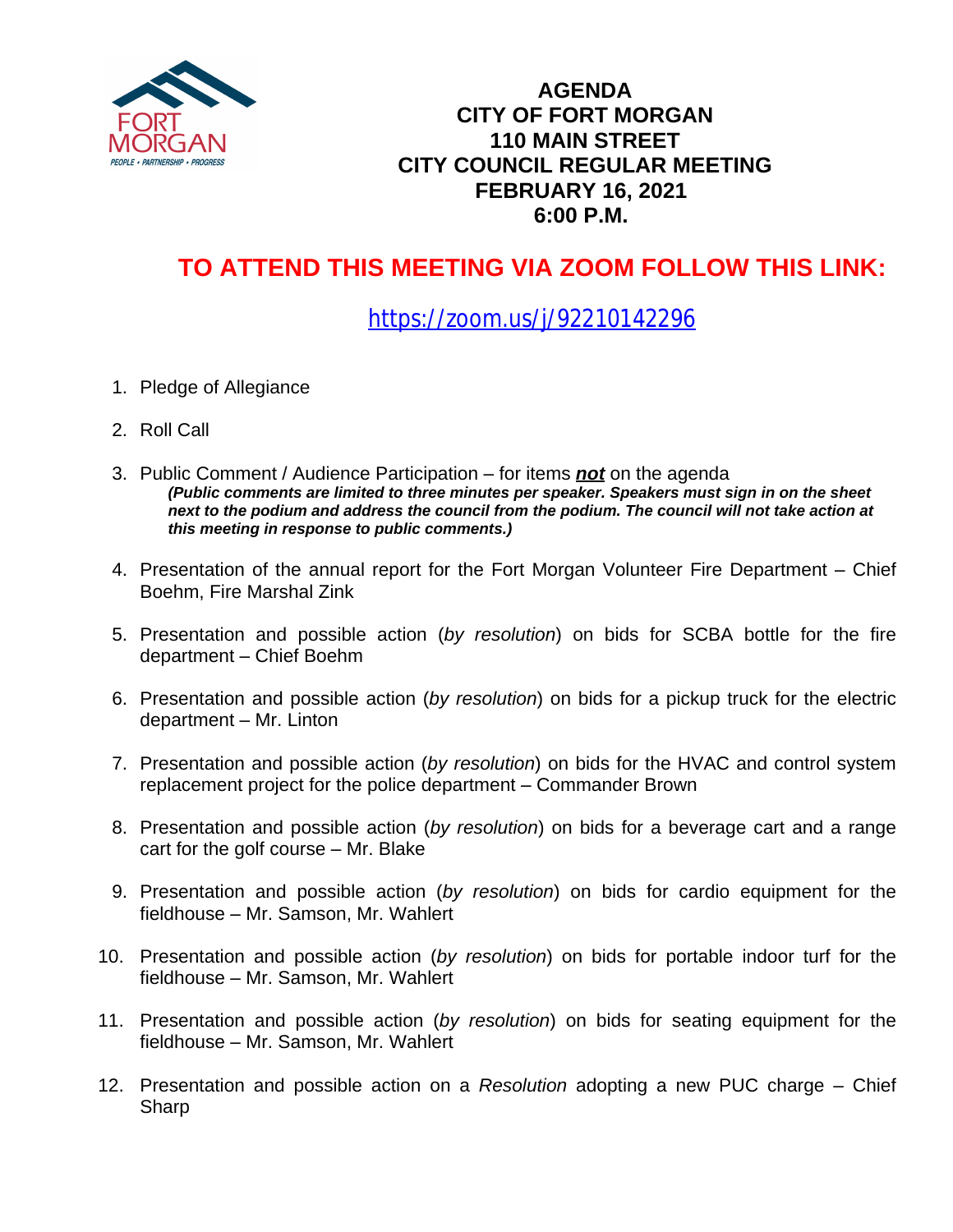# AGENDA
# CITY OF FORT MORGAN
# 110 MAIN STREET
# CITY COUNCIL REGULAR MEETING
# FEBRUARY 16, 2021
# 6:00 P.M.

## TO ATTEND THIS MEETING VIA ZOOM FOLLOW THIS LINK:

https://zoom.us/j/92210142296

1. Pledge of Allegiance
2. Roll Call
3. Public Comment / Audience Participation – for items ***not*** on the agenda
   ***(Public comments are limited to three minutes per speaker. Speakers must sign in on the sheet next to the podium and address the council from the podium. The council will not take action at this meeting in response to public comments.)***
4. Presentation of the annual report for the Fort Morgan Volunteer Fire Department – Chief Boehm, Fire Marshal Zink
5. Presentation and possible action (*by resolution*) on bids for SCBA bottle for the fire department – Chief Boehm
6. Presentation and possible action (*by resolution*) on bids for a pickup truck for the electric department – Mr. Linton
7. Presentation and possible action (*by resolution*) on bids for the HVAC and control system replacement project for the police department – Commander Brown
8. Presentation and possible action (*by resolution*) on bids for a beverage cart and a range cart for the golf course – Mr. Blake
9. Presentation and possible action (*by resolution*) on bids for cardio equipment for the fieldhouse – Mr. Samson, Mr. Wahlert
10. Presentation and possible action (*by resolution*) on bids for portable indoor turf for the fieldhouse – Mr. Samson, Mr. Wahlert
11. Presentation and possible action (*by resolution*) on bids for seating equipment for the fieldhouse – Mr. Samson, Mr. Wahlert
12. Presentation and possible action on a *Resolution* adopting a new PUC charge – Chief Sharp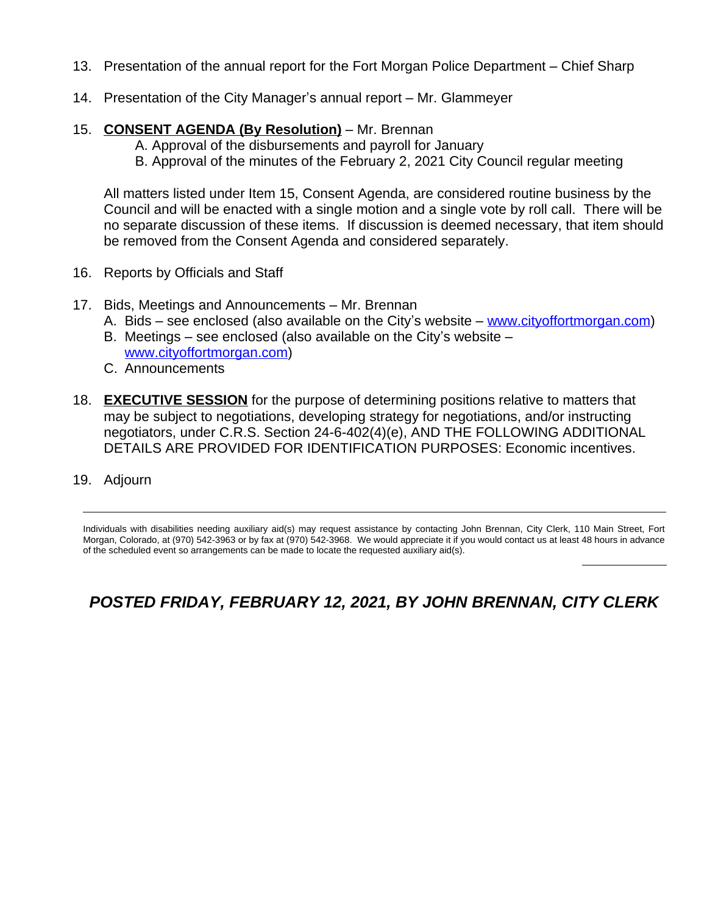13. Presentation of the annual report for the Fort Morgan Police Department – Chief Sharp

14. Presentation of the City Manager's annual report – Mr. Glammeyer

15. **<u>CONSENT AGENDA (By Resolution)</u>** – Mr. Brennan
    A. Approval of the disbursements and payroll for January
    B. Approval of the minutes of the February 2, 2021 City Council regular meeting

    All matters listed under Item 15, Consent Agenda, are considered routine business by the Council and will be enacted with a single motion and a single vote by roll call. There will be no separate discussion of these items. If discussion is deemed necessary, that item should be removed from the Consent Agenda and considered separately.

16. Reports by Officials and Staff

17. Bids, Meetings and Announcements – Mr. Brennan
    A. Bids – see enclosed (also available on the City's website – www.cityoffortmorgan.com)
    B. Meetings – see enclosed (also available on the City's website – www.cityoffortmorgan.com)
    C. Announcements

18. **<u>EXECUTIVE SESSION</u>** for the purpose of determining positions relative to matters that may be subject to negotiations, developing strategy for negotiations, and/or instructing negotiators, under C.R.S. Section 24-6-402(4)(e), AND THE FOLLOWING ADDITIONAL DETAILS ARE PROVIDED FOR IDENTIFICATION PURPOSES: Economic incentives.

19. Adjourn

---

Individuals with disabilities needing auxiliary aid(s) may request assistance by contacting John Brennan, City Clerk, 110 Main Street, Fort Morgan, Colorado, at (970) 542-3963 or by fax at (970) 542-3968. We would appreciate it if you would contact us at least 48 hours in advance of the scheduled event so arrangements can be made to locate the requested auxiliary aid(s).

***POSTED FRIDAY, FEBRUARY 12, 2021, BY JOHN BRENNAN, CITY CLERK***